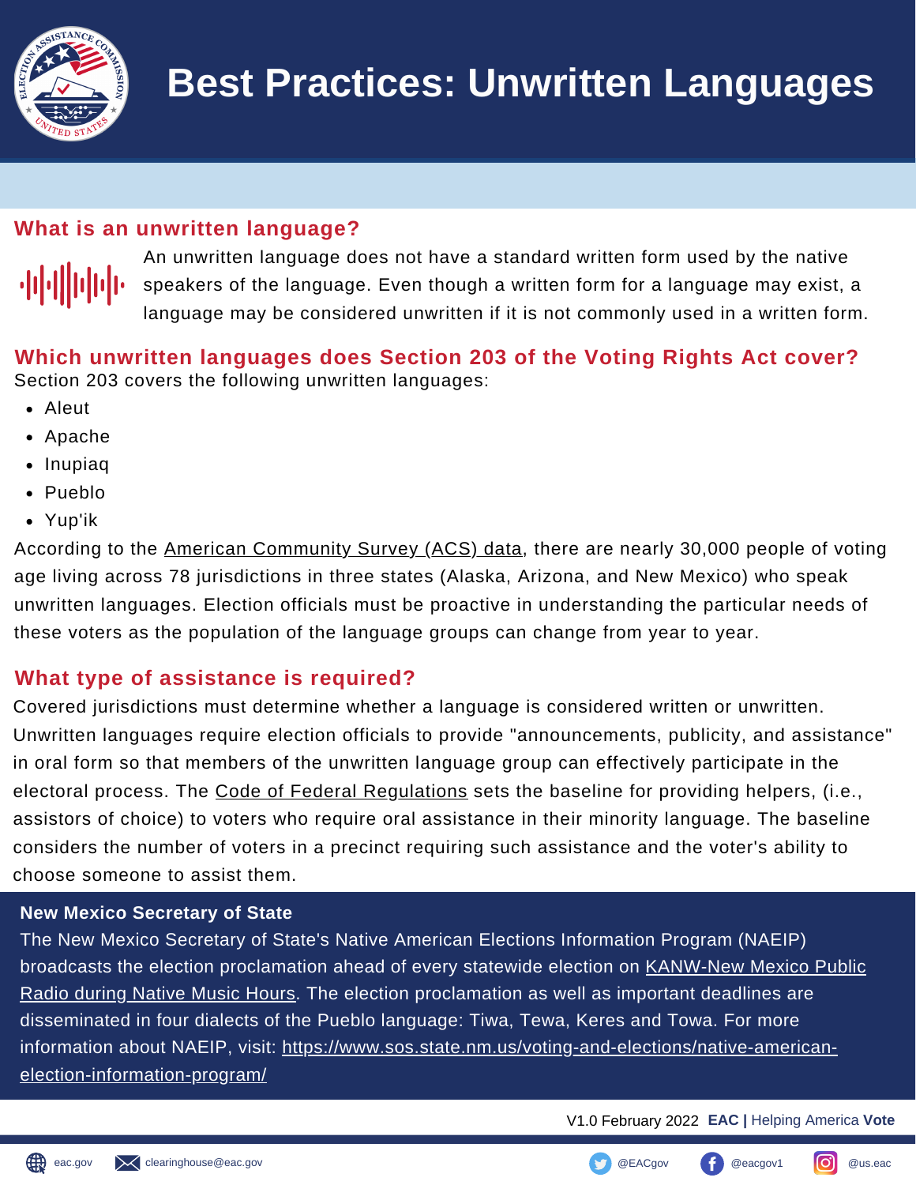# Best Practices: Unwritten Languages

## What is an unwritten language?

An unwritten language does not have a standard written form used by the native speakers of the language. Even though a written form for a language may exist, a language may be considered unwritten if it is not commonly used in a written form.

## Which unwritten languages does Section 203 of the Voting Rights Act cover?

Section 203 covers the following unwritten languages:

- Aleut
- Apache
- Inupiaq
- Pueblo
- Yup'ik

According to the American Community Survey (ACS) data, there are nearly 30,000 people of voting age living across 78 jurisdictions in three states (Alaska, Arizona, and New Mexico) who speak unwritten languages. Election officials must be proactive in understanding the particular needs of these voters as the population of the language groups can change from year to year.

## What type of assistance is required?

Covered jurisdictions must determine whether a language is considered written or unwritten. Unwritten languages require election officials to provide "announcements, publicity, and assistance" in oral form so that members of the unwritten language group can effectively participate in the electoral process. The Code of Federal Regulations sets the baseline for providing helpers, (i.e., assistors of choice) to voters who require oral assistance in their minority language. The baseline considers the number of voters in a precinct requiring such assistance and the voter's ability to choose someone to assist them.

**New Mexico Secretary of State**

The New Mexico Secretary of State's Native American Elections Information Program (NAEIP) broadcasts the election proclamation ahead of every statewide election on KANW-New Mexico Public Radio during Native Music Hours. The election proclamation as well as important deadlines are disseminated in four dialects of the Pueblo language: Tiwa, Tewa, Keres and Towa. For more information about NAEIP, visit: https://www.sos.state.nm.us/voting-and-elections/native-american-election-information-program/

V1.0 February 2022 **EAC |** Helping America **Vote**

eac.gov clearinghouse@eac.gov @EACgov @eacgov1 @us.eac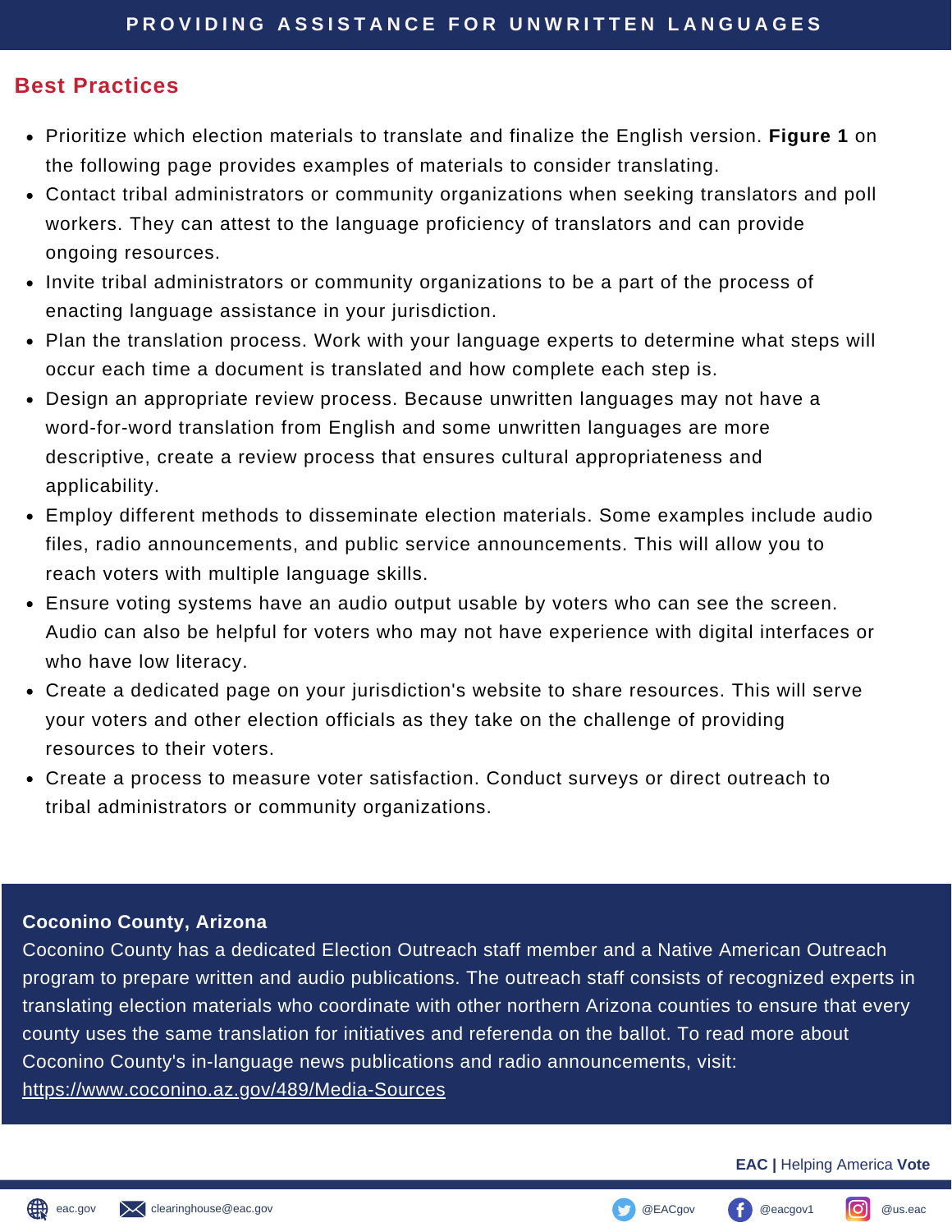## Best Practices

- Prioritize which election materials to translate and finalize the English version. **Figure 1** on the following page provides examples of materials to consider translating.
- Contact tribal administrators or community organizations when seeking translators and poll workers. They can attest to the language proficiency of translators and can provide ongoing resources.
- Invite tribal administrators or community organizations to be a part of the process of enacting language assistance in your jurisdiction.
- Plan the translation process. Work with your language experts to determine what steps will occur each time a document is translated and how complete each step is.
- Design an appropriate review process. Because unwritten languages may not have a word-for-word translation from English and some unwritten languages are more descriptive, create a review process that ensures cultural appropriateness and applicability.
- Employ different methods to disseminate election materials. Some examples include audio files, radio announcements, and public service announcements. This will allow you to reach voters with multiple language skills.
- Ensure voting systems have an audio output usable by voters who can see the screen. Audio can also be helpful for voters who may not have experience with digital interfaces or who have low literacy.
- Create a dedicated page on your jurisdiction's website to share resources. This will serve your voters and other election officials as they take on the challenge of providing resources to their voters.
- Create a process to measure voter satisfaction. Conduct surveys or direct outreach to tribal administrators or community organizations.

**Coconino County, Arizona**

Coconino County has a dedicated Election Outreach staff member and a Native American Outreach program to prepare written and audio publications. The outreach staff consists of recognized experts in translating election materials who coordinate with other northern Arizona counties to ensure that every county uses the same translation for initiatives and referenda on the ballot. To read more about Coconino County's in-language news publications and radio announcements, visit: https://www.coconino.az.gov/489/Media-Sources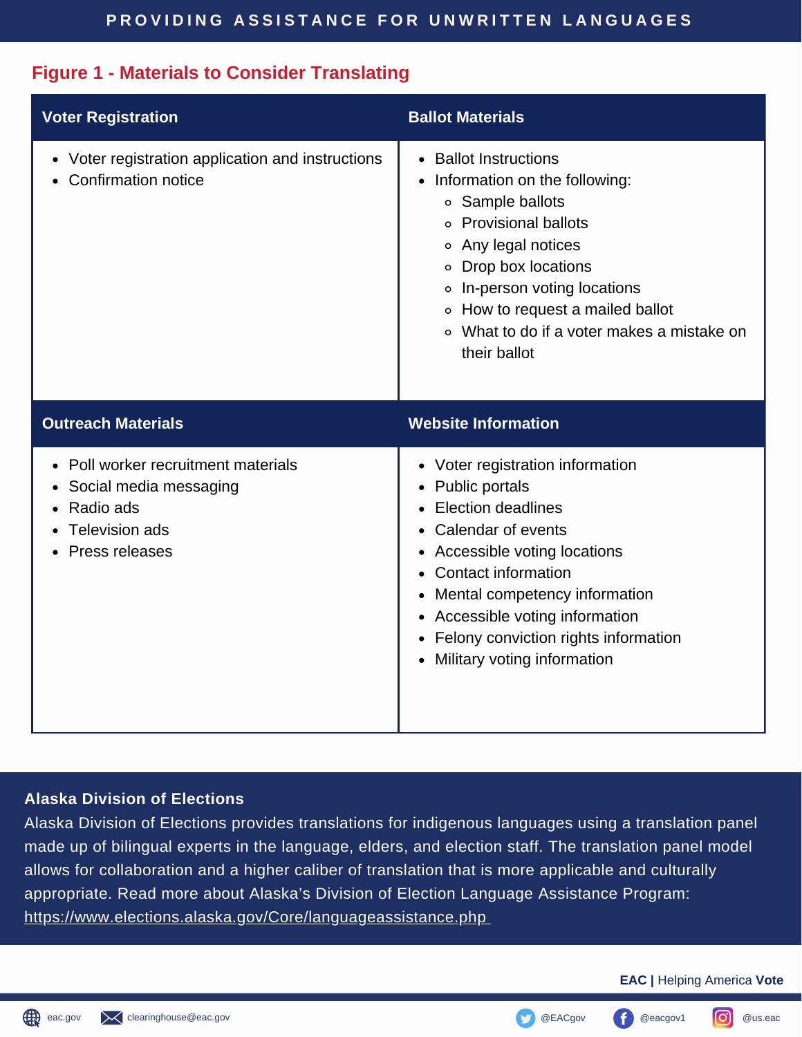## Figure 1 - Materials to Consider Translating

### Voter Registration

- Voter registration application and instructions
- Confirmation notice

### Ballot Materials

- Ballot Instructions
- Information on the following:
  - Sample ballots
  - Provisional ballots
  - Any legal notices
  - Drop box locations
  - In-person voting locations
  - How to request a mailed ballot
  - What to do if a voter makes a mistake on their ballot

### Outreach Materials

- Poll worker recruitment materials
- Social media messaging
- Radio ads
- Television ads
- Press releases

### Website Information

- Voter registration information
- Public portals
- Election deadlines
- Calendar of events
- Accessible voting locations
- Contact information
- Mental competency information
- Accessible voting information
- Felony conviction rights information
- Military voting information

### Alaska Division of Elections

Alaska Division of Elections provides translations for indigenous languages using a translation panel made up of bilingual experts in the language, elders, and election staff. The translation panel model allows for collaboration and a higher caliber of translation that is more applicable and culturally appropriate. Read more about Alaska's Division of Election Language Assistance Program: https://www.elections.alaska.gov/Core/languageassistance.php

**EAC** | Helping America **Vote**

eac.gov clearinghouse@eac.gov @EACgov @eacgov1 @us.eac